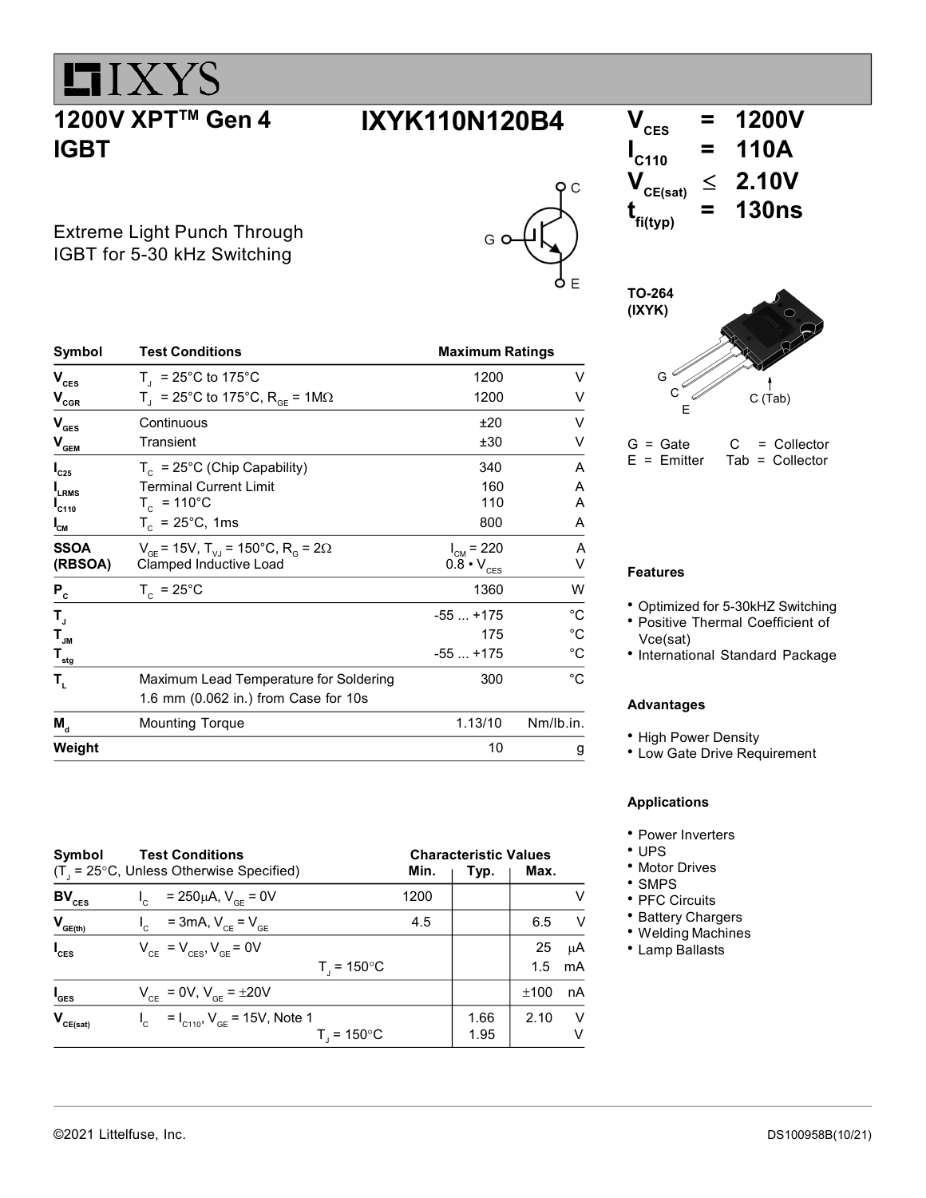# IXYS

## 1200V XPT™ Gen 4 IGBT

## IXYK110N120B4

$V_{CES}$ = 1200V
$I_{C110}$ = 110A
$V_{CE(sat)}$ ≤ 2.10V
$t_{fi(typ)}$ = 130ns

Extreme Light Punch Through IGBT for 5-30 kHz Switching

TO-264 (IXYK)

G = Gate C = Collector
E = Emitter Tab = Collector

| Symbol | Test Conditions | Maximum Ratings | |
|---|---|---|---|
| $V_{CES}$ | $T_J$ = 25°C to 175°C | 1200 | V |
| $V_{CGR}$ | $T_J$ = 25°C to 175°C, $R_{GE}$ = 1MΩ | 1200 | V |
| $V_{GES}$ | Continuous | ±20 | V |
| $V_{GEM}$ | Transient | ±30 | V |
| $I_{C25}$ | $T_C$ = 25°C (Chip Capability) | 340 | A |
| $I_{LRMS}$ | Terminal Current Limit | 160 | A |
| $I_{C110}$ | $T_C$ = 110°C | 110 | A |
| $I_{CM}$ | $T_C$ = 25°C, 1ms | 800 | A |
| SSOA (RBSOA) | $V_{GE}$ = 15V, $T_{VJ}$ = 150°C, $R_G$ = 2Ω Clamped Inductive Load | $I_{CM}$ = 220 0.8 • $V_{CES}$ | A V |
| $P_C$ | $T_C$ = 25°C | 1360 | W |
| $T_J$ | | -55 ... +175 | °C |
| $T_{JM}$ | | 175 | °C |
| $T_{stg}$ | | -55 ... +175 | °C |
| $T_L$ | Maximum Lead Temperature for Soldering 1.6 mm (0.062 in.) from Case for 10s | 300 | °C |
| $M_d$ | Mounting Torque | 1.13/10 | Nm/lb.in. |
| Weight | | 10 | g |

| Symbol | Test Conditions ($T_J$ = 25°C, Unless Otherwise Specified) | Min. | Typ. | Max. | |
|---|---|---|---|---|---|
| $BV_{CES}$ | $I_C$ = 250μA, $V_{GE}$ = 0V | 1200 | | | V |
| $V_{GE(th)}$ | $I_C$ = 3mA, $V_{CE}$ = $V_{GE}$ | 4.5 | | 6.5 | V |
| $I_{CES}$ | $V_{CE}$ = $V_{CES}$, $V_{GE}$ = 0V | | | 25 | μA |
| | $T_J$ = 150°C | | | 1.5 | mA |
| $I_{GES}$ | $V_{CE}$ = 0V, $V_{GE}$ = ±20V | | | ±100 | nA |
| $V_{CE(sat)}$ | $I_C$ = $I_{C110}$, $V_{GE}$ = 15V, Note 1 | | 1.66 | 2.10 | V |
| | $T_J$ = 150°C | | 1.95 | | V |

### Features

- Optimized for 5-30kHZ Switching
- Positive Thermal Coefficient of Vce(sat)
- International Standard Package

### Advantages

- High Power Density
- Low Gate Drive Requirement

### Applications

- Power Inverters
- UPS
- Motor Drives
- SMPS
- PFC Circuits
- Battery Chargers
- Welding Machines
- Lamp Ballasts

©2021 Littelfuse, Inc.

DS100958B(10/21)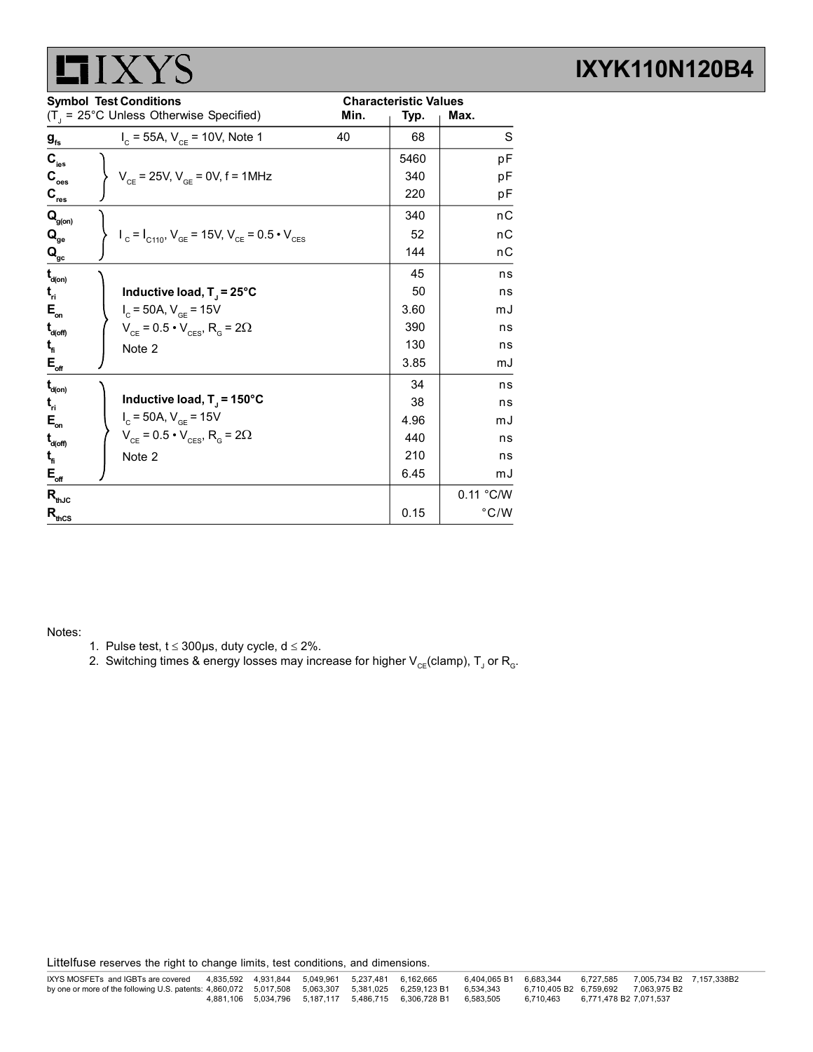| Symbol | Test Conditions ($T_J$ = 25°C Unless Otherwise Specified) | Min. | Typ. | Max. | |
|---|---|---|---|---|---|
| $g_{fs}$ | $I_C$ = 55A, $V_{CE}$ = 10V, Note 1 | 40 | 68 | | S |
| $C_{ies}$ | $V_{CE}$ = 25V, $V_{GE}$ = 0V, f = 1MHz | | 5460 | | pF |
| $C_{oes}$ | | | 340 | | pF |
| $C_{res}$ | | | 220 | | pF |
| $Q_{g(on)}$ | $I_C = I_{C110}$, $V_{GE}$ = 15V, $V_{CE} = 0.5 \cdot V_{CES}$ | | 340 | | nC |
| $Q_{ge}$ | | | 52 | | nC |
| $Q_{gc}$ | | | 144 | | nC |
| $t_{d(on)}$ | **Inductive load, $T_J$ = 25°C** | | 45 | | ns |
| $t_{ri}$ | $I_C$ = 50A, $V_{GE}$ = 15V | | 50 | | ns |
| $E_{on}$ | $V_{CE} = 0.5 \cdot V_{CES}$, $R_G = 2\Omega$ | | 3.60 | | mJ |
| $t_{d(off)}$ | Note 2 | | 390 | | ns |
| $t_{fi}$ | | | 130 | | ns |
| $E_{off}$ | | | 3.85 | | mJ |
| $t_{d(on)}$ | **Inductive load, $T_J$ = 150°C** | | 34 | | ns |
| $t_{ri}$ | $I_C$ = 50A, $V_{GE}$ = 15V | | 38 | | ns |
| $E_{on}$ | $V_{CE} = 0.5 \cdot V_{CES}$, $R_G = 2\Omega$ | | 4.96 | | mJ |
| $t_{d(off)}$ | Note 2 | | 440 | | ns |
| $t_{fi}$ | | | 210 | | ns |
| $E_{off}$ | | | 6.45 | | mJ |
| $R_{thJC}$ | | | | 0.11 | °C/W |
| $R_{thCS}$ | | | 0.15 | | °C/W |

Notes:

1. Pulse test, t ≤ 300μs, duty cycle, d ≤ 2%.
2. Switching times & energy losses may increase for higher $V_{CE}$(clamp), $T_J$ or $R_G$.

Littelfuse reserves the right to change limits, test conditions, and dimensions.

IXYS MOSFETs and IGBTs are covered by one or more of the following U.S. patents: 4,835,592 4,860,072 4,881,106 4,931,844 5,017,508 5,034,796 5,049,961 5,063,307 5,187,117 5,237,481 5,381,025 5,486,715 6,162,665 6,259,123 B1 6,306,728 B1 6,404,065 B1 6,534,343 6,583,505 6,683,344 6,710,405 B2 6,710,463 6,727,585 6,759,692 6,771,478 B2 7,005,734 B2 7,063,975 B2 7,071,537 7,157,338B2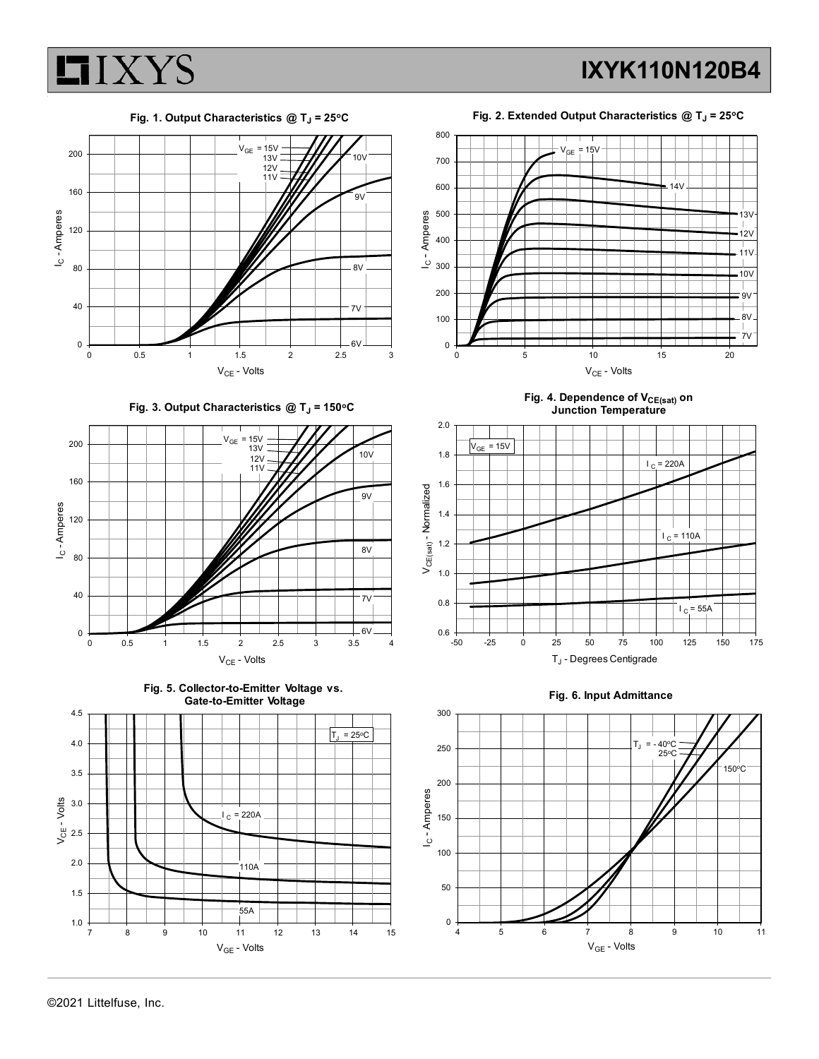Fig. 1. Output Characteristics @ $T_J$ = 25ºC

Fig. 2. Extended Output Characteristics @ $T_J$ = 25ºC

Fig. 3. Output Characteristics @ $T_J$ = 150ºC

Fig. 4. Dependence of $V_{CE(sat)}$ on Junction Temperature

Fig. 5. Collector-to-Emitter Voltage vs. Gate-to-Emitter Voltage

Fig. 6. Input Admittance

©2021 Littelfuse, Inc.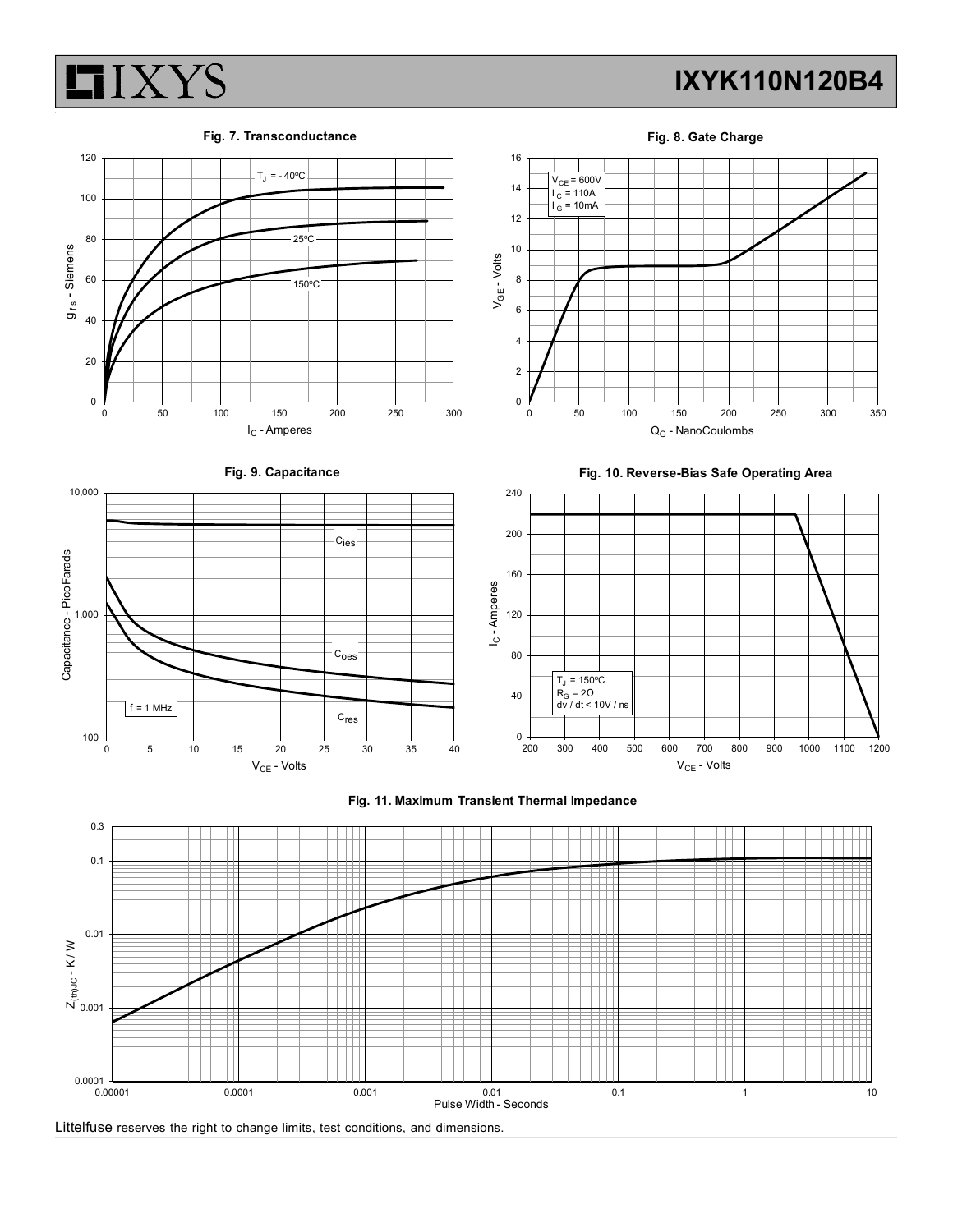**Fig. 7. Transconductance**

$T_J$ = - 40ºC

25ºC

150ºC

$g_{fs}$ - Siemens

$I_C$ - Amperes

**Fig. 8. Gate Charge**

$V_{CE}$ = 600V
$I_C$ = 110A
$I_G$ = 10mA

$V_{GE}$ - Volts

$Q_G$ - NanoCoulombs

**Fig. 9. Capacitance**

$C_{ies}$

$C_{oes}$

$C_{res}$

f = 1 MHz

Capacitance - PicoFarads

$V_{CE}$ - Volts

**Fig. 10. Reverse-Bias Safe Operating Area**

$T_J$ = 150ºC
$R_G$ = 2Ω
dv / dt < 10V / ns

$I_C$ - Amperes

$V_{CE}$ - Volts

**Fig. 11. Maximum Transient Thermal Impedance**

$Z_{(th)JC}$ - K / W

Pulse Width - Seconds

Littelfuse reserves the right to change limits, test conditions, and dimensions.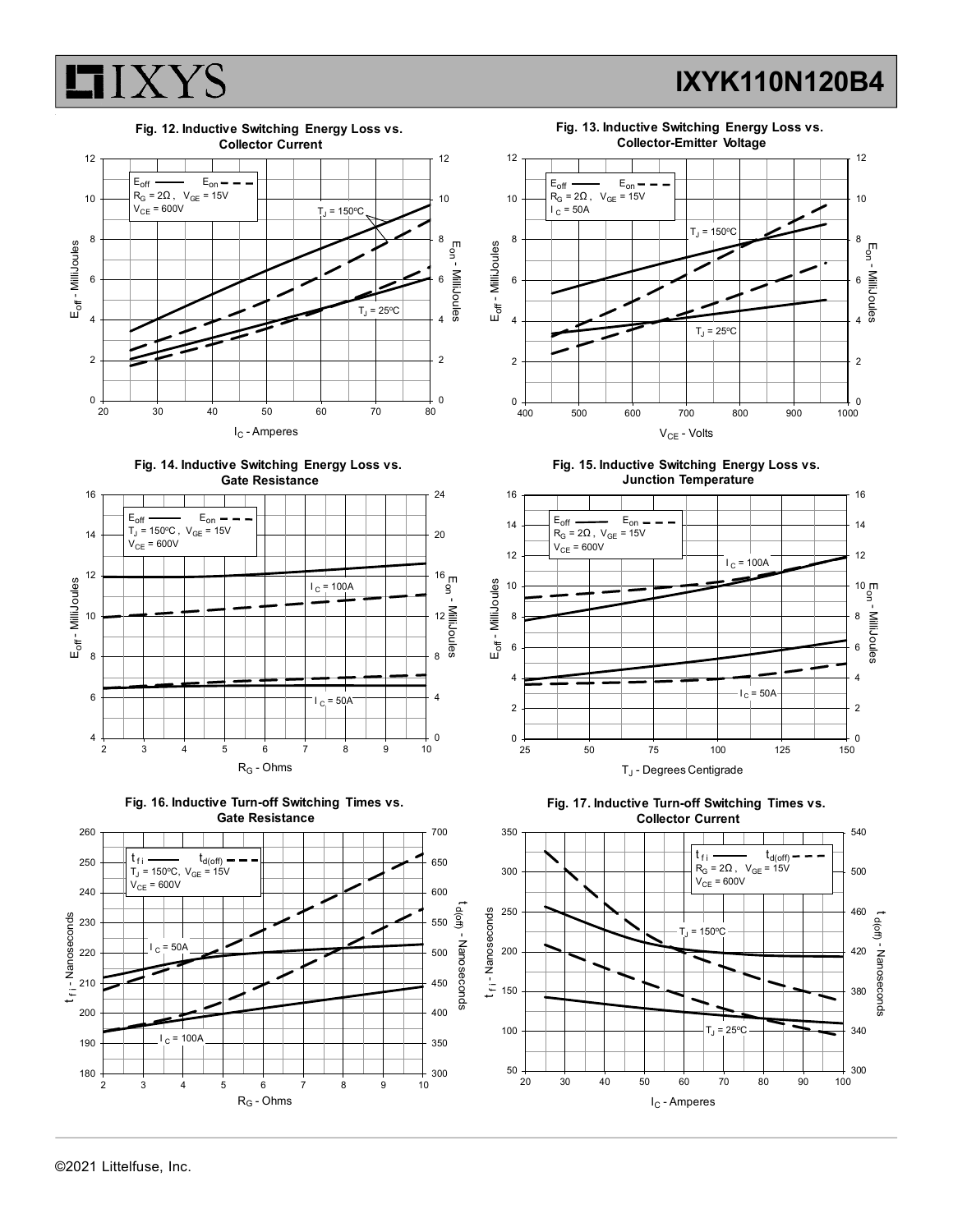Fig. 12. Inductive Switching Energy Loss vs. Collector Current

$E_{off}$ ——— $E_{on}$ - - - -
$R_G = 2\Omega$, $V_{GE} = 15V$
$V_{CE} = 600V$

$T_J = 150ºC$

$T_J = 25ºC$

$E_{off}$ - MilliJoules

$E_{on}$ - MilliJoules

$I_C$ - Amperes

Fig. 13. Inductive Switching Energy Loss vs. Collector-Emitter Voltage

$E_{off}$ ——— $E_{on}$ - - - -
$R_G = 2\Omega$, $V_{GE} = 15V$
$I_C = 50A$

$T_J = 150ºC$

$T_J = 25ºC$

$E_{off}$ - MilliJoules

$E_{on}$ - MilliJoules

$V_{CE}$ - Volts

Fig. 14. Inductive Switching Energy Loss vs. Gate Resistance

$E_{off}$ ——— $E_{on}$ - - - -
$T_J = 150ºC$, $V_{GE} = 15V$
$V_{CE} = 600V$

$I_C = 100A$

$I_C = 50A$

$E_{off}$ - MilliJoules

$E_{on}$ - MilliJoules

$R_G$ - Ohms

Fig. 15. Inductive Switching Energy Loss vs. Junction Temperature

$E_{off}$ ——— $E_{on}$ - - - -
$R_G = 2\Omega$, $V_{GE} = 15V$
$V_{CE} = 600V$

$I_C = 100A$

$I_C = 50A$

$E_{off}$ - MilliJoules

$E_{on}$ - MilliJoules

$T_J$ - Degrees Centigrade

Fig. 16. Inductive Turn-off Switching Times vs. Gate Resistance

$t_{fi}$ ——— $t_{d(off)}$ - - - -
$T_J = 150ºC$, $V_{GE} = 15V$
$V_{CE} = 600V$

$I_C = 50A$

$I_C = 100A$

$t_{fi}$ - Nanoseconds

$t_{d(off)}$ - Nanoseconds

$R_G$ - Ohms

Fig. 17. Inductive Turn-off Switching Times vs. Collector Current

$t_{fi}$ ——— $t_{d(off)}$ - - - -
$R_G = 2\Omega$, $V_{GE} = 15V$
$V_{CE} = 600V$

$T_J = 150ºC$

$T_J = 25ºC$

$t_{fi}$ - Nanoseconds

$t_{d(off)}$ - Nanoseconds

$I_C$ - Amperes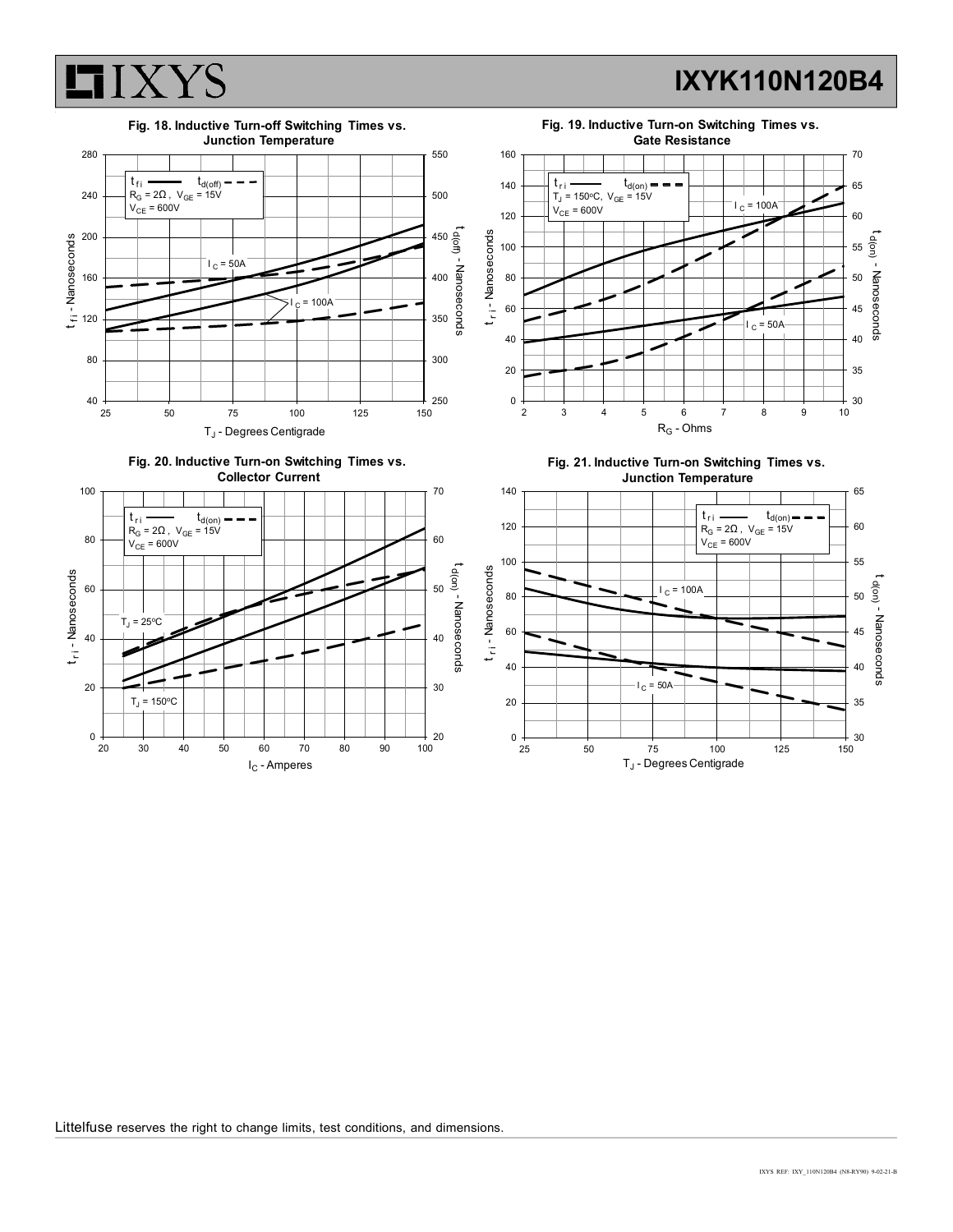**Fig. 18. Inductive Turn-off Switching Times vs. Junction Temperature**

$t_{fi}$ —— $t_{d(off)}$ - - -
$R_G = 2\Omega$, $V_{GE} = 15V$
$V_{CE} = 600V$

$I_C = 50A$
$I_C = 100A$

$t_{fi}$ - Nanoseconds; $t_{d(off)}$ - Nanoseconds; $T_J$ - Degrees Centigrade

**Fig. 19. Inductive Turn-on Switching Times vs. Gate Resistance**

$t_{ri}$ —— $t_{d(on)}$ - - -
$T_J = 150^oC$, $V_{GE} = 15V$
$V_{CE} = 600V$

$I_C = 100A$
$I_C = 50A$

$t_{ri}$ - Nanoseconds; $t_{d(on)}$ - Nanoseconds; $R_G$ - Ohms

**Fig. 20. Inductive Turn-on Switching Times vs. Collector Current**

$t_{ri}$ —— $t_{d(on)}$ - - -
$R_G = 2\Omega$, $V_{GE} = 15V$
$V_{CE} = 600V$

$T_J = 25^oC$
$T_J = 150^oC$

$t_{ri}$ - Nanoseconds; $t_{d(on)}$ - Nanoseconds; $I_C$ - Amperes

**Fig. 21. Inductive Turn-on Switching Times vs. Junction Temperature**

$t_{ri}$ —— $t_{d(on)}$ - - -
$R_G = 2\Omega$, $V_{GE} = 15V$
$V_{CE} = 600V$

$I_C = 100A$
$I_C = 50A$

$t_{ri}$ - Nanoseconds; $t_{d(on)}$ - Nanoseconds; $T_J$ - Degrees Centigrade

Littelfuse reserves the right to change limits, test conditions, and dimensions.

IXYS REF: IXY_110N120B4 (N8-RY90) 9-02-21-B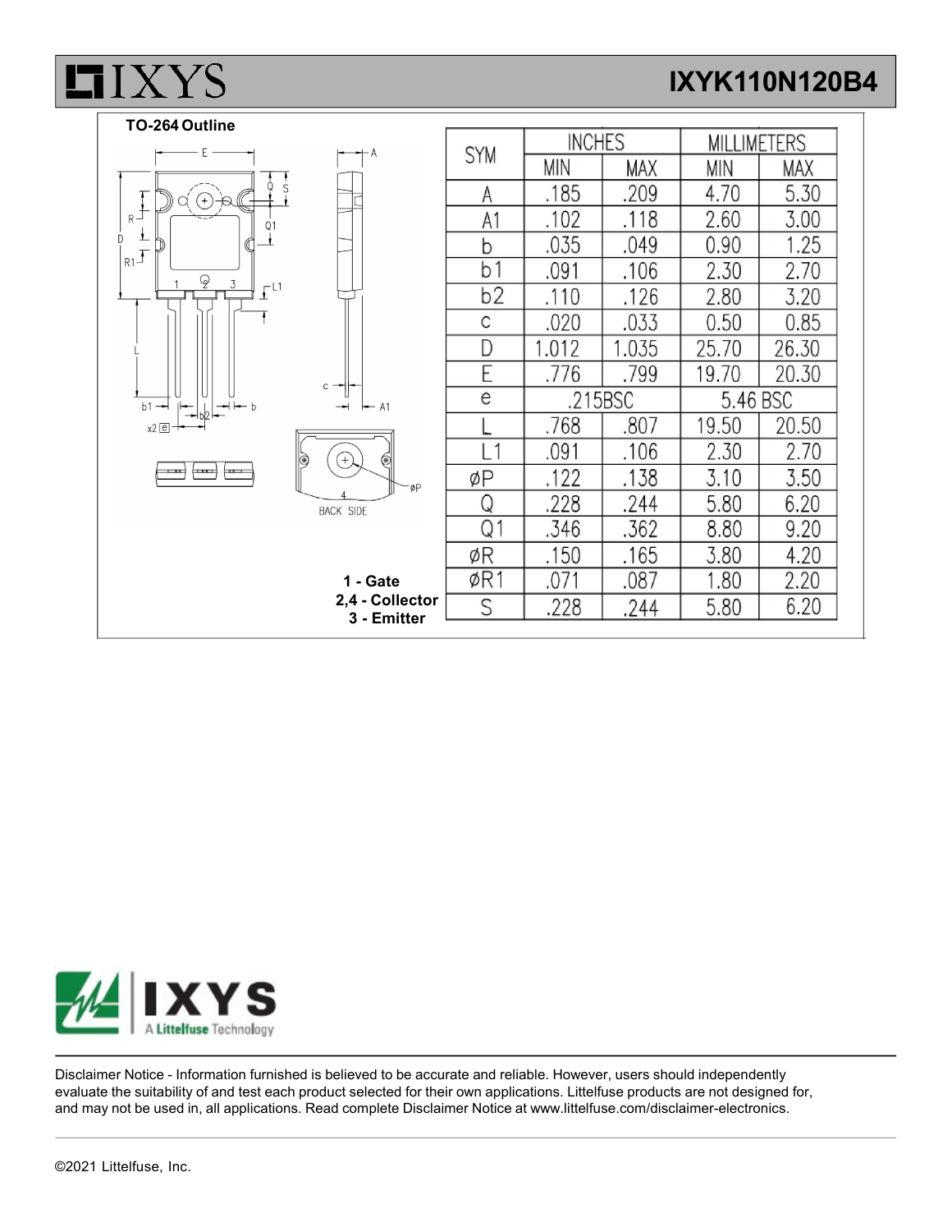**TO-264 Outline**

1 - Gate
2,4 - Collector
3 - Emitter

| SYM | INCHES | | MILLIMETERS | |
|---|---|---|---|---|
| | MIN | MAX | MIN | MAX |
| A | .185 | .209 | 4.70 | 5.30 |
| A1 | .102 | .118 | 2.60 | 3.00 |
| b | .035 | .049 | 0.90 | 1.25 |
| b1 | .091 | .106 | 2.30 | 2.70 |
| b2 | .110 | .126 | 2.80 | 3.20 |
| c | .020 | .033 | 0.50 | 0.85 |
| D | 1.012 | 1.035 | 25.70 | 26.30 |
| E | .776 | .799 | 19.70 | 20.30 |
| e | .215BSC | | 5.46 BSC | |
| L | .768 | .807 | 19.50 | 20.50 |
| L1 | .091 | .106 | 2.30 | 2.70 |
| ØP | .122 | .138 | 3.10 | 3.50 |
| Q | .228 | .244 | 5.80 | 6.20 |
| Q1 | .346 | .362 | 8.80 | 9.20 |
| ØR | .150 | .165 | 3.80 | 4.20 |
| ØR1 | .071 | .087 | 1.80 | 2.20 |
| S | .228 | .244 | 5.80 | 6.20 |

Disclaimer Notice - Information furnished is believed to be accurate and reliable. However, users should independently evaluate the suitability of and test each product selected for their own applications. Littelfuse products are not designed for, and may not be used in, all applications. Read complete Disclaimer Notice at www.littelfuse.com/disclaimer-electronics.

©2021 Littelfuse, Inc.